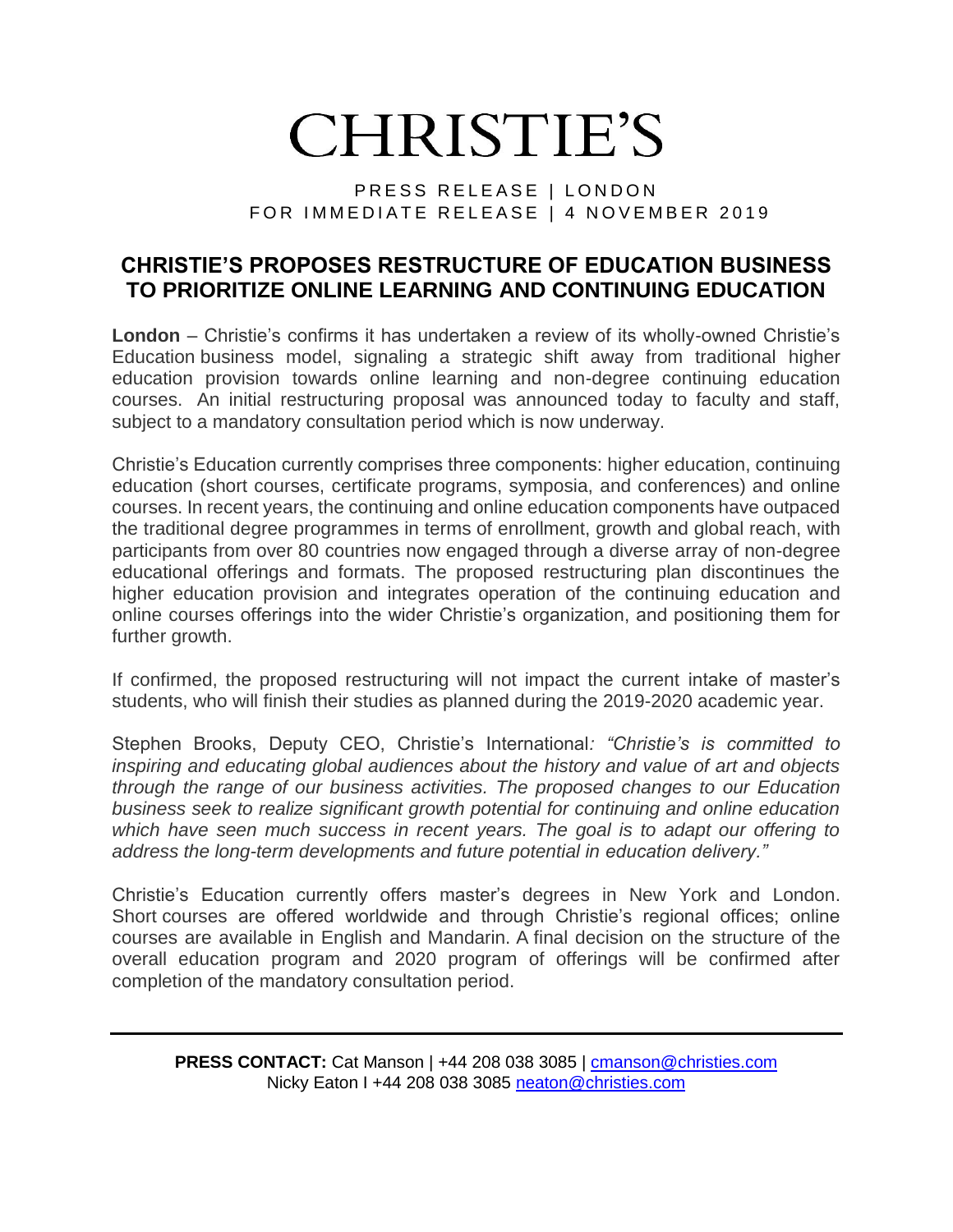# CHRISTIE'S

PRESS RELEASE | LONDON
FOR IMMEDIATE RELEASE | 4 NOVEMBER 2019

## CHRISTIE'S PROPOSES RESTRUCTURE OF EDUCATION BUSINESS TO PRIORITIZE ONLINE LEARNING AND CONTINUING EDUCATION

**London** – Christie's confirms it has undertaken a review of its wholly-owned Christie's Education business model, signaling a strategic shift away from traditional higher education provision towards online learning and non-degree continuing education courses. An initial restructuring proposal was announced today to faculty and staff, subject to a mandatory consultation period which is now underway.

Christie's Education currently comprises three components: higher education, continuing education (short courses, certificate programs, symposia, and conferences) and online courses. In recent years, the continuing and online education components have outpaced the traditional degree programmes in terms of enrollment, growth and global reach, with participants from over 80 countries now engaged through a diverse array of non-degree educational offerings and formats. The proposed restructuring plan discontinues the higher education provision and integrates operation of the continuing education and online courses offerings into the wider Christie's organization, and positioning them for further growth.

If confirmed, the proposed restructuring will not impact the current intake of master's students, who will finish their studies as planned during the 2019-2020 academic year.

Stephen Brooks, Deputy CEO, Christie's International*: "Christie's is committed to inspiring and educating global audiences about the history and value of art and objects through the range of our business activities. The proposed changes to our Education business seek to realize significant growth potential for continuing and online education which have seen much success in recent years. The goal is to adapt our offering to address the long-term developments and future potential in education delivery."*

Christie's Education currently offers master's degrees in New York and London. Short courses are offered worldwide and through Christie's regional offices; online courses are available in English and Mandarin. A final decision on the structure of the overall education program and 2020 program of offerings will be confirmed after completion of the mandatory consultation period.

---

**PRESS CONTACT:** Cat Manson | +44 208 038 3085 | cmanson@christies.com
Nicky Eaton I +44 208 038 3085 neaton@christies.com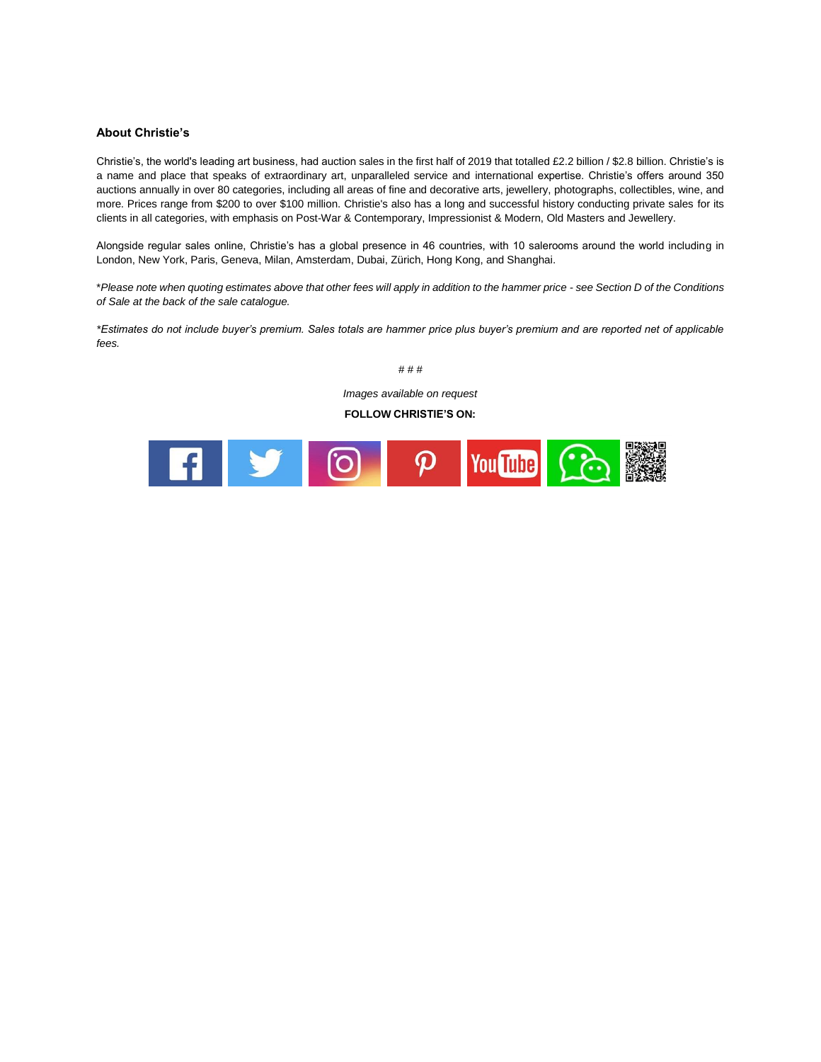**About Christie's**

Christie's, the world's leading art business, had auction sales in the first half of 2019 that totalled £2.2 billion / $2.8 billion. Christie's is a name and place that speaks of extraordinary art, unparalleled service and international expertise. Christie's offers around 350 auctions annually in over 80 categories, including all areas of fine and decorative arts, jewellery, photographs, collectibles, wine, and more. Prices range from $200 to over $100 million. Christie's also has a long and successful history conducting private sales for its clients in all categories, with emphasis on Post-War & Contemporary, Impressionist & Modern, Old Masters and Jewellery.

Alongside regular sales online, Christie's has a global presence in 46 countries, with 10 salerooms around the world including in London, New York, Paris, Geneva, Milan, Amsterdam, Dubai, Zürich, Hong Kong, and Shanghai.

**Please note when quoting estimates above that other fees will apply in addition to the hammer price - see Section D of the Conditions of Sale at the back of the sale catalogue.*

**Estimates do not include buyer's premium. Sales totals are hammer price plus buyer's premium and are reported net of applicable fees.*

# # #

*Images available on request*

**FOLLOW CHRISTIE'S ON:**